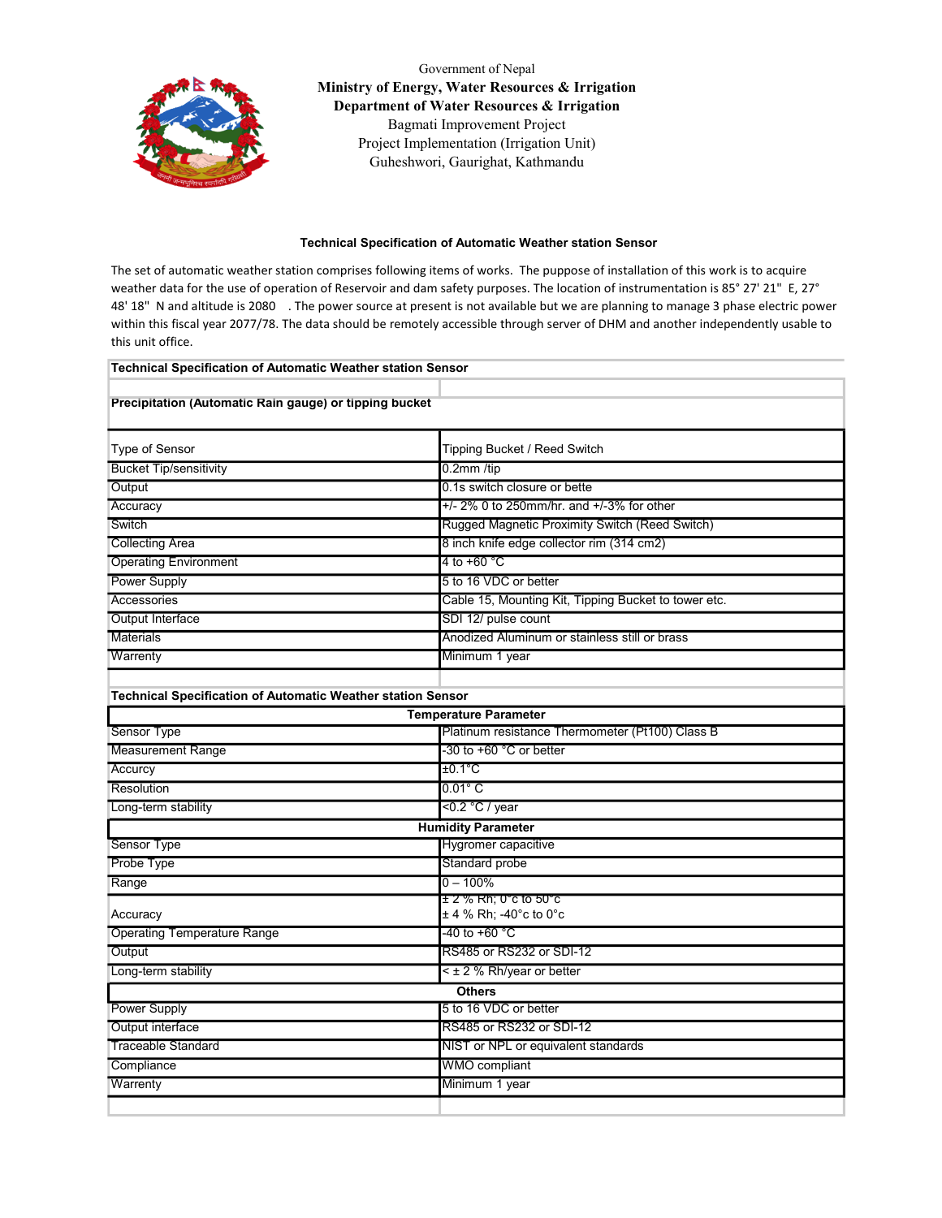Government of Nepal

**Ministry of Energy, Water Resources & Irrigation**

**Department of Water Resources & Irrigation**

Bagmati Improvement Project

Project Implementation (Irrigation Unit)

Guheshwori, Gaurighat, Kathmandu

**Technical Specification of Automatic Weather station Sensor**

The set of automatic weather station comprises following items of works. The puppose of installation of this work is to acquire weather data for the use of operation of Reservoir and dam safety purposes. The location of instrumentation is 85° 27' 21" E, 27° 48' 18" N and altitude is 2080 . The power source at present is not available but we are planning to manage 3 phase electric power within this fiscal year 2077/78. The data should be remotely accessible through server of DHM and another independently usable to this unit office.

| **Technical Specification of Automatic Weather station Sensor** | |
|---|---|
| | |
| **Precipitation (Automatic Rain gauge) or tipping bucket** | |
| Type of Sensor | Tipping Bucket / Reed Switch |
| Bucket Tip/sensitivity | 0.2mm /tip |
| Output | 0.1s switch closure or bette |
| Accuracy | +/- 2% 0 to 250mm/hr. and +/-3% for other |
| Switch | Rugged Magnetic Proximity Switch (Reed Switch) |
| Collecting Area | 8 inch knife edge collector rim (314 cm2) |
| Operating Environment | 4 to +60 °C |
| Power Supply | 5 to 16 VDC or better |
| Accessories | Cable 15, Mounting Kit, Tipping Bucket to tower etc. |
| Output Interface | SDI 12/ pulse count |
| Materials | Anodized Aluminum or stainless still or brass |
| Warrenty | Minimum 1 year |
| | |

| **Technical Specification of Automatic Weather station Sensor** | |
|---|---|
| **Temperature Parameter** | |
| Sensor Type | Platinum resistance Thermometer (Pt100) Class B |
| Measurement Range | -30 to +60 °C or better |
| Accurcy | ±0.1°C |
| Resolution | 0.01° C |
| Long-term stability | <0.2 °C / year |
| **Humidity Parameter** | |
| Sensor Type | Hygromer capacitive |
| Probe Type | Standard probe |
| Range | 0 – 100% |
| Accuracy | ± 2 % Rh; 0°c to 50°c<br>± 4 % Rh; -40°c to 0°c |
| Operating Temperature Range | -40 to +60 °C |
| Output | RS485 or RS232 or SDI-12 |
| Long-term stability | < ± 2 % Rh/year or better |
| **Others** | |
| Power Supply | 5 to 16 VDC or better |
| Output interface | RS485 or RS232 or SDI-12 |
| Traceable Standard | NIST or NPL or equivalent standards |
| Compliance | WMO compliant |
| Warrenty | Minimum 1 year |
| | |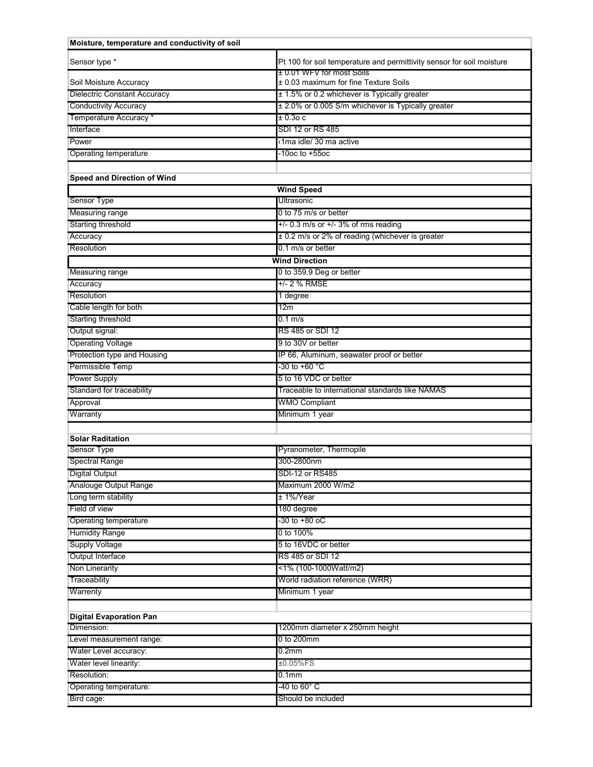| Moisture, temperature and conductivity of soil | |
|---|---|
| Sensor type * | Pt 100 for soil temperature and permittivity sensor for soil moisture |
| Soil Moisture Accuracy | ± 0.01 WFV for most Soils<br>± 0.03 maximum for fine Texture Soils |
| Dielectric Constant Accuracy | ± 1.5% or 0.2 whichever is Typically greater |
| Conductivity Accuracy | ± 2.0% or 0.005 S/m whichever is Typically greater |
| Temperature Accuracy * | ± 0.3o c |
| Interface | SDI 12 or RS 485 |
| Power | ‹1ma idle/ 30 ma active |
| Operating temperature | -10oc to +55oc |

| Speed and Direction of Wind | |
|---|---|
| **Wind Speed** | |
| Sensor Type | Ultrasonic |
| Measuring range | 0 to 75 m/s or better |
| Starting threshold | +/- 0.3 m/s or +/- 3% of rms reading |
| Accuracy | ± 0.2 m/s or 2% of reading (whichever is greater |
| Resolution | 0.1 m/s or better |
| **Wind Direction** | |
| Measuring range | 0 to 359.9 Deg or better |
| Accuracy | +/- 2 % RMSE |
| Resolution | 1 degree |
| Cable length for both | 12m |
| Starting threshold | 0.1 m/s |
| Output signal: | RS 485 or SDI 12 |
| Operating Voltage | 9 to 30V or better |
| Protection type and Housing | IP 66, Aluminum, seawater proof or better |
| Permissible Temp | -30 to +60 °C |
| Power Supply | 5 to 16 VDC or better |
| Standard for traceability | Traceable to international standards like NAMAS |
| Approval | WMO Compliant |
| Warranty | Minimum 1 year |

| Solar Raditation | |
|---|---|
| Sensor Type | Pyranometer, Thermopile |
| Spectral Range | 300-2800nm |
| Digital Output | SDI-12 or RS485 |
| Analouge Output Range | Maximum 2000 W/m2 |
| Long term stability | ± 1%/Year |
| Field of view | 180 degree |
| Operating temperature | -30 to +80 oC |
| Humidity Range | 0 to 100% |
| Supply Voltage | 5 to 16VDC or better |
| Output Interface | RS 485 or SDI 12 |
| Non Linerarity | <1% (100-1000Watt/m2) |
| Traceability | World radiation reference (WRR) |
| Warrenty | Minimum 1 year |

| Digital Evaporation Pan | |
|---|---|
| Dimension: | 1200mm diameter x 250mm height |
| Level measurement range: | 0 to 200mm |
| Water Level accuracy: | 0.2mm |
| Water level linearity: | ±0.05%FS |
| Resolution: | 0.1mm |
| Operating temperature: | -40 to 60° C |
| Bird cage: | Should be included |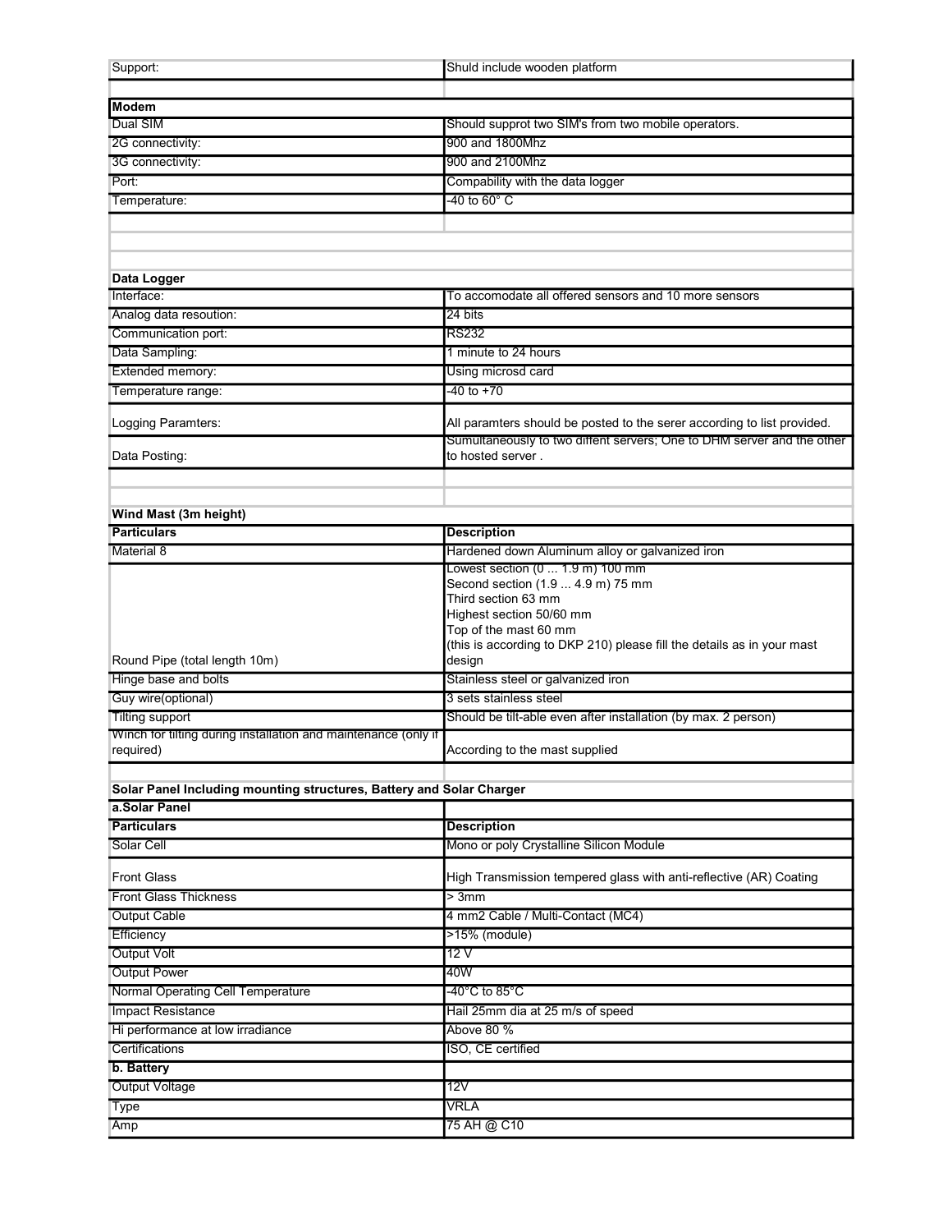| | |
|---|---|
| Support: | Shuld include wooden platform |
| | |
| **Modem** | |
| Dual SIM | Should supprot two SIM's from two mobile operators. |
| 2G connectivity: | 900 and 1800Mhz |
| 3G connectivity: | 900 and 2100Mhz |
| Port: | Compability with the data logger |
| Temperature: | -40 to 60° C |
| | |
| | |
| | |
| **Data Logger** | |
| Interface: | To accomodate all offered sensors and 10 more sensors |
| Analog data resoution: | 24 bits |
| Communication port: | RS232 |
| Data Sampling: | 1 minute to 24 hours |
| Extended memory: | Using microsd card |
| Temperature range: | -40 to +70 |
| Logging Paramters: | All paramters should be posted to the serer according to list provided. |
| Data Posting: | Sumultaneously to two diffent servers; One to DHM server and the other to hosted server . |
| | |
| | |
| **Wind Mast (3m height)** | |
| **Particulars** | **Description** |
| Material 8 | Hardened down Aluminum alloy or galvanized iron |
| Round Pipe (total length 10m) | Lowest section (0 ... 1.9 m) 100 mm<br>Second section (1.9 ... 4.9 m) 75 mm<br>Third section 63 mm<br>Highest section 50/60 mm<br>Top of the mast 60 mm<br>(this is according to DKP 210) please fill the details as in your mast design |
| Hinge base and bolts | Stainless steel or galvanized iron |
| Guy wire(optional) | 3 sets stainless steel |
| Tilting support | Should be tilt-able even after installation (by max. 2 person) |
| Winch for tilting during installation and maintenance (only if required) | According to the mast supplied |
| | |
| **Solar Panel Including mounting structures, Battery and Solar Charger** | |
| **a.Solar Panel** | |
| **Particulars** | **Description** |
| Solar Cell | Mono or poly Crystalline Silicon Module |
| Front Glass | High Transmission tempered glass with anti-reflective (AR) Coating |
| Front Glass Thickness | > 3mm |
| Output Cable | 4 mm2 Cable / Multi-Contact (MC4) |
| Efficiency | >15% (module) |
| Output Volt | 12 V |
| Output Power | 40W |
| Normal Operating Cell Temperature | -40°C to 85°C |
| Impact Resistance | Hail 25mm dia at 25 m/s of speed |
| Hi performance at low irradiance | Above 80 % |
| Certifications | ISO, CE certified |
| **b. Battery** | |
| Output Voltage | 12V |
| Type | VRLA |
| Amp | 75 AH @ C10 |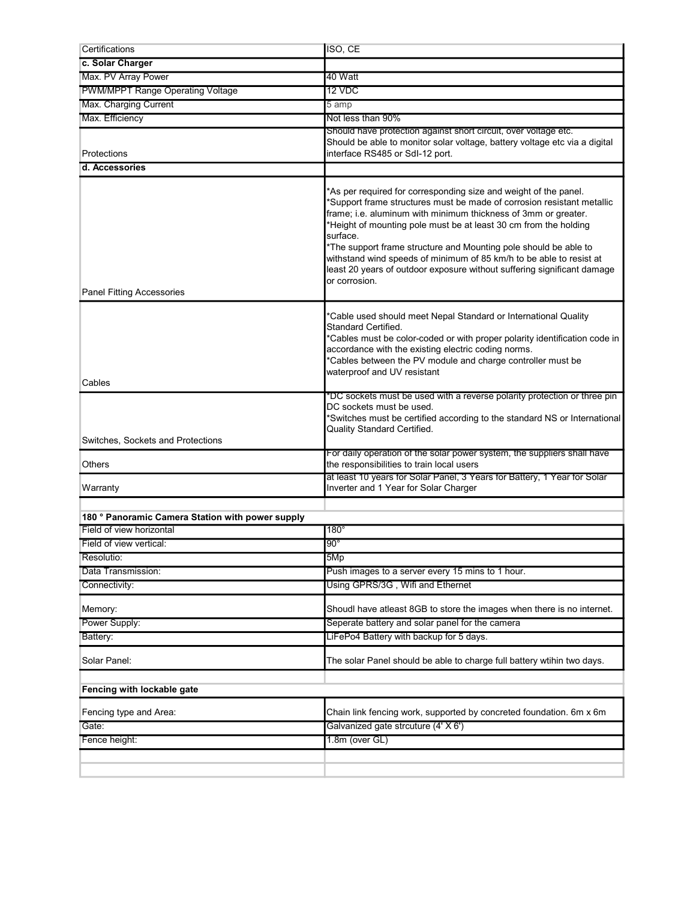| | |
|---|---|
| Certifications | ISO, CE |
| **c. Solar Charger** | |
| Max. PV Array Power | 40 Watt |
| PWM/MPPT Range Operating Voltage | 12 VDC |
| Max. Charging Current | 5 amp |
| Max. Efficiency | Not less than 90% |
| Protections | Should have protection against short circuit, over voltage etc.<br>Should be able to monitor solar voltage, battery voltage etc via a digital interface RS485 or SdI-12 port. |
| **d. Accessories** | |
| Panel Fitting Accessories | *As per required for corresponding size and weight of the panel.<br>*Support frame structures must be made of corrosion resistant metallic frame; i.e. aluminum with minimum thickness of 3mm or greater.<br>*Height of mounting pole must be at least 30 cm from the holding surface.<br>*The support frame structure and Mounting pole should be able to withstand wind speeds of minimum of 85 km/h to be able to resist at least 20 years of outdoor exposure without suffering significant damage or corrosion. |
| Cables | *Cable used should meet Nepal Standard or International Quality Standard Certified.<br>*Cables must be color-coded or with proper polarity identification code in accordance with the existing electric coding norms.<br>*Cables between the PV module and charge controller must be waterproof and UV resistant |
| Switches, Sockets and Protections | *DC sockets must be used with a reverse polarity protection or three pin DC sockets must be used.<br>*Switches must be certified according to the standard NS or International Quality Standard Certified. |
| Others | For daily operation of the solar power system, the suppliers shall have the responsibilities to train local users |
| Warranty | at least 10 years for Solar Panel, 3 Years for Battery, 1 Year for Solar Inverter and 1 Year for Solar Charger |

**180 ° Panoramic Camera Station with power supply**

| | |
|---|---|
| Field of view horizontal | 180° |
| Field of view vertical: | 90° |
| Resolutio: | 5Mp |
| Data Transmission: | Push images to a server every 15 mins to 1 hour. |
| Connectivity: | Using GPRS/3G , Wifi and Ethernet |
| Memory: | Shoudl have atleast 8GB to store the images when there is no internet. |
| Power Supply: | Seperate battery and solar panel for the camera |
| Battery: | LiFePo4 Battery with backup for 5 days. |
| Solar Panel: | The solar Panel should be able to charge full battery wtihin two days. |

**Fencing with lockable gate**

| | |
|---|---|
| Fencing type and Area: | Chain link fencing work, supported by concreted foundation. 6m x 6m |
| Gate: | Galvanized gate strcuture (4' X 6') |
| Fence height: | 1.8m (over GL) |